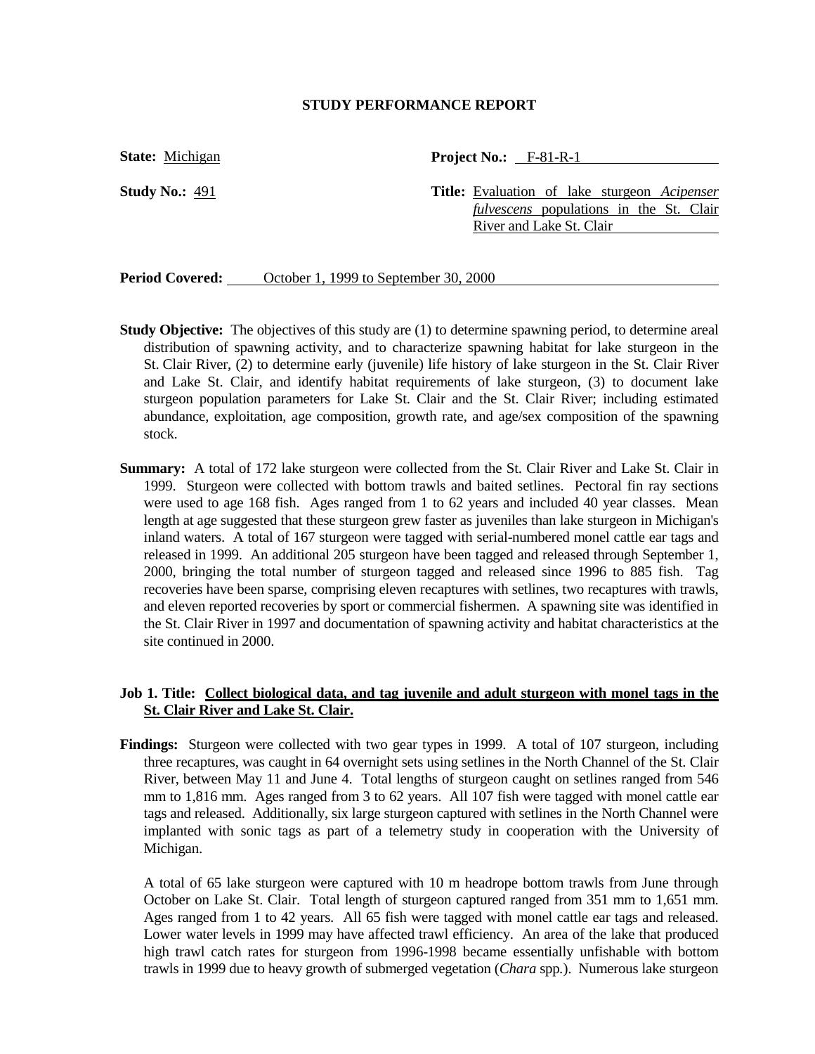**STUDY PERFORMANCE REPORT**

**State:** Michigan

**Project No.:** F-81-R-1

**Study No.:** 491

**Title:** Evaluation of lake sturgeon *Acipenser fulvescens* populations in the St. Clair River and Lake St. Clair

**Period Covered:** October 1, 1999 to September 30, 2000

**Study Objective:** The objectives of this study are (1) to determine spawning period, to determine areal distribution of spawning activity, and to characterize spawning habitat for lake sturgeon in the St. Clair River, (2) to determine early (juvenile) life history of lake sturgeon in the St. Clair River and Lake St. Clair, and identify habitat requirements of lake sturgeon, (3) to document lake sturgeon population parameters for Lake St. Clair and the St. Clair River; including estimated abundance, exploitation, age composition, growth rate, and age/sex composition of the spawning stock.

**Summary:** A total of 172 lake sturgeon were collected from the St. Clair River and Lake St. Clair in 1999. Sturgeon were collected with bottom trawls and baited setlines. Pectoral fin ray sections were used to age 168 fish. Ages ranged from 1 to 62 years and included 40 year classes. Mean length at age suggested that these sturgeon grew faster as juveniles than lake sturgeon in Michigan's inland waters. A total of 167 sturgeon were tagged with serial-numbered monel cattle ear tags and released in 1999. An additional 205 sturgeon have been tagged and released through September 1, 2000, bringing the total number of sturgeon tagged and released since 1996 to 885 fish. Tag recoveries have been sparse, comprising eleven recaptures with setlines, two recaptures with trawls, and eleven reported recoveries by sport or commercial fishermen. A spawning site was identified in the St. Clair River in 1997 and documentation of spawning activity and habitat characteristics at the site continued in 2000.

### Job 1. Title: Collect biological data, and tag juvenile and adult sturgeon with monel tags in the St. Clair River and Lake St. Clair.

**Findings:** Sturgeon were collected with two gear types in 1999. A total of 107 sturgeon, including three recaptures, was caught in 64 overnight sets using setlines in the North Channel of the St. Clair River, between May 11 and June 4. Total lengths of sturgeon caught on setlines ranged from 546 mm to 1,816 mm. Ages ranged from 3 to 62 years. All 107 fish were tagged with monel cattle ear tags and released. Additionally, six large sturgeon captured with setlines in the North Channel were implanted with sonic tags as part of a telemetry study in cooperation with the University of Michigan.

A total of 65 lake sturgeon were captured with 10 m headrope bottom trawls from June through October on Lake St. Clair. Total length of sturgeon captured ranged from 351 mm to 1,651 mm. Ages ranged from 1 to 42 years. All 65 fish were tagged with monel cattle ear tags and released. Lower water levels in 1999 may have affected trawl efficiency. An area of the lake that produced high trawl catch rates for sturgeon from 1996-1998 became essentially unfishable with bottom trawls in 1999 due to heavy growth of submerged vegetation (*Chara* spp.). Numerous lake sturgeon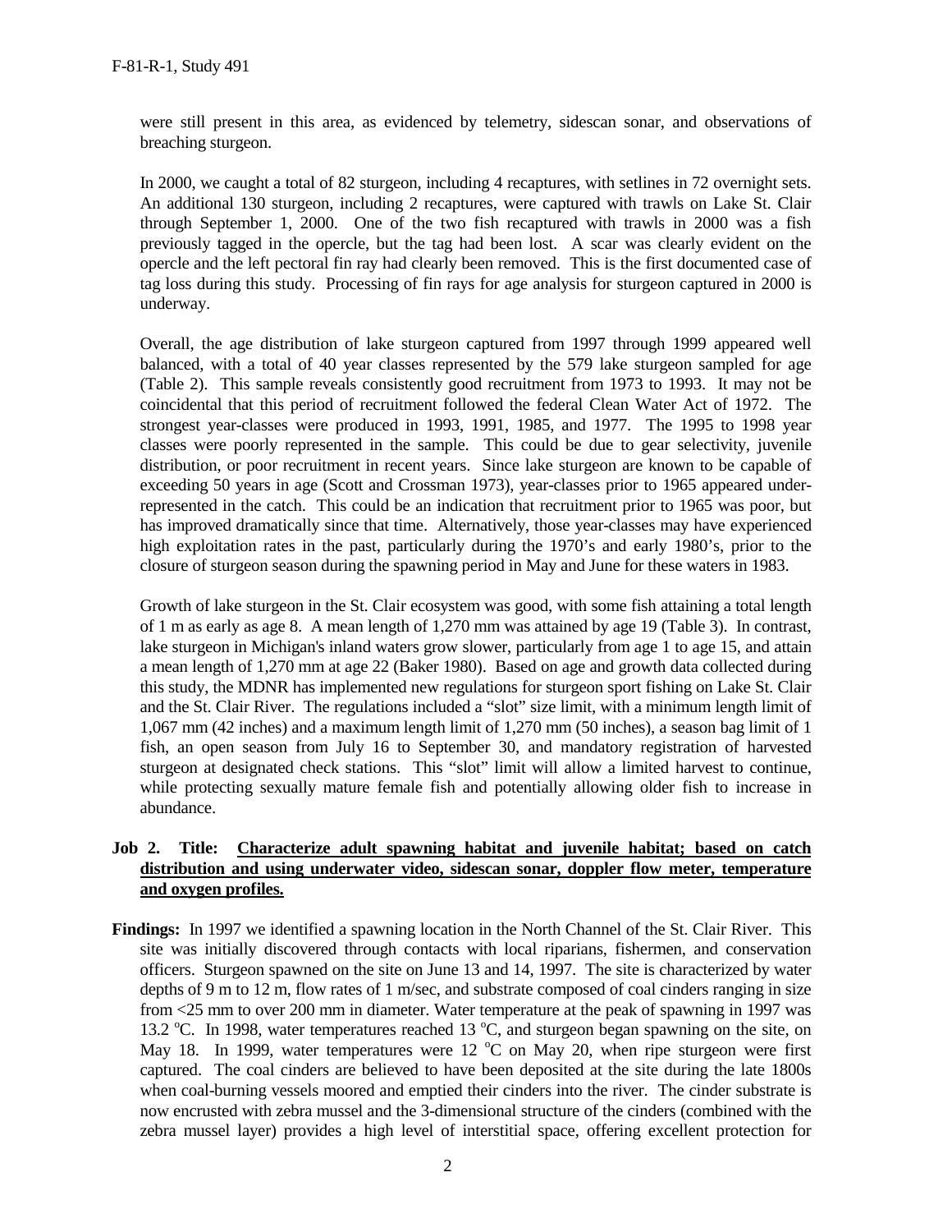were still present in this area, as evidenced by telemetry, sidescan sonar, and observations of breaching sturgeon.

In 2000, we caught a total of 82 sturgeon, including 4 recaptures, with setlines in 72 overnight sets. An additional 130 sturgeon, including 2 recaptures, were captured with trawls on Lake St. Clair through September 1, 2000. One of the two fish recaptured with trawls in 2000 was a fish previously tagged in the opercle, but the tag had been lost. A scar was clearly evident on the opercle and the left pectoral fin ray had clearly been removed. This is the first documented case of tag loss during this study. Processing of fin rays for age analysis for sturgeon captured in 2000 is underway.

Overall, the age distribution of lake sturgeon captured from 1997 through 1999 appeared well balanced, with a total of 40 year classes represented by the 579 lake sturgeon sampled for age (Table 2). This sample reveals consistently good recruitment from 1973 to 1993. It may not be coincidental that this period of recruitment followed the federal Clean Water Act of 1972. The strongest year-classes were produced in 1993, 1991, 1985, and 1977. The 1995 to 1998 year classes were poorly represented in the sample. This could be due to gear selectivity, juvenile distribution, or poor recruitment in recent years. Since lake sturgeon are known to be capable of exceeding 50 years in age (Scott and Crossman 1973), year-classes prior to 1965 appeared under-represented in the catch. This could be an indication that recruitment prior to 1965 was poor, but has improved dramatically since that time. Alternatively, those year-classes may have experienced high exploitation rates in the past, particularly during the 1970's and early 1980's, prior to the closure of sturgeon season during the spawning period in May and June for these waters in 1983.

Growth of lake sturgeon in the St. Clair ecosystem was good, with some fish attaining a total length of 1 m as early as age 8. A mean length of 1,270 mm was attained by age 19 (Table 3). In contrast, lake sturgeon in Michigan's inland waters grow slower, particularly from age 1 to age 15, and attain a mean length of 1,270 mm at age 22 (Baker 1980). Based on age and growth data collected during this study, the MDNR has implemented new regulations for sturgeon sport fishing on Lake St. Clair and the St. Clair River. The regulations included a "slot" size limit, with a minimum length limit of 1,067 mm (42 inches) and a maximum length limit of 1,270 mm (50 inches), a season bag limit of 1 fish, an open season from July 16 to September 30, and mandatory registration of harvested sturgeon at designated check stations. This "slot" limit will allow a limited harvest to continue, while protecting sexually mature female fish and potentially allowing older fish to increase in abundance.

**Job 2. Title: Characterize adult spawning habitat and juvenile habitat; based on catch distribution and using underwater video, sidescan sonar, doppler flow meter, temperature and oxygen profiles.**

**Findings:** In 1997 we identified a spawning location in the North Channel of the St. Clair River. This site was initially discovered through contacts with local riparians, fishermen, and conservation officers. Sturgeon spawned on the site on June 13 and 14, 1997. The site is characterized by water depths of 9 m to 12 m, flow rates of 1 m/sec, and substrate composed of coal cinders ranging in size from <25 mm to over 200 mm in diameter. Water temperature at the peak of spawning in 1997 was 13.2 $^{o}$C. In 1998, water temperatures reached 13 $^{o}$C, and sturgeon began spawning on the site, on May 18. In 1999, water temperatures were 12 $^{o}$C on May 20, when ripe sturgeon were first captured. The coal cinders are believed to have been deposited at the site during the late 1800s when coal-burning vessels moored and emptied their cinders into the river. The cinder substrate is now encrusted with zebra mussel and the 3-dimensional structure of the cinders (combined with the zebra mussel layer) provides a high level of interstitial space, offering excellent protection for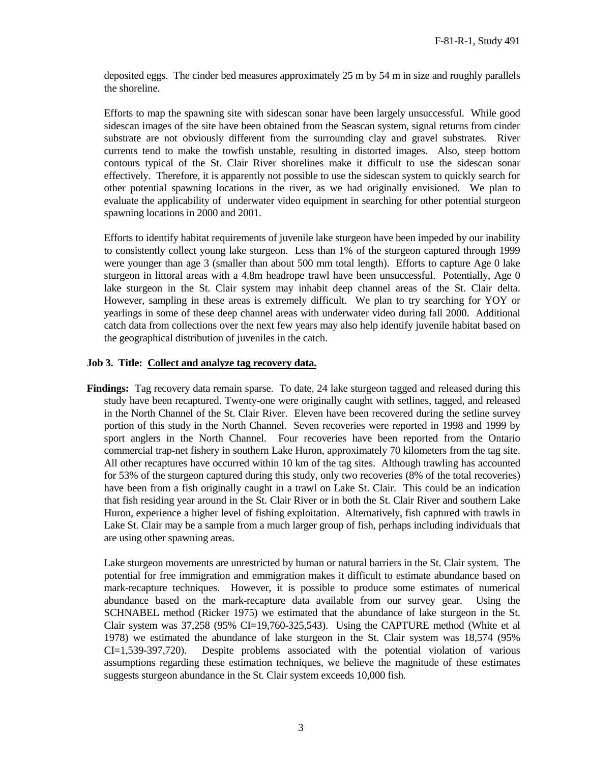deposited eggs. The cinder bed measures approximately 25 m by 54 m in size and roughly parallels the shoreline.

Efforts to map the spawning site with sidescan sonar have been largely unsuccessful. While good sidescan images of the site have been obtained from the Seascan system, signal returns from cinder substrate are not obviously different from the surrounding clay and gravel substrates. River currents tend to make the towfish unstable, resulting in distorted images. Also, steep bottom contours typical of the St. Clair River shorelines make it difficult to use the sidescan sonar effectively. Therefore, it is apparently not possible to use the sidescan system to quickly search for other potential spawning locations in the river, as we had originally envisioned. We plan to evaluate the applicability of underwater video equipment in searching for other potential sturgeon spawning locations in 2000 and 2001.

Efforts to identify habitat requirements of juvenile lake sturgeon have been impeded by our inability to consistently collect young lake sturgeon. Less than 1% of the sturgeon captured through 1999 were younger than age 3 (smaller than about 500 mm total length). Efforts to capture Age 0 lake sturgeon in littoral areas with a 4.8m headrope trawl have been unsuccessful. Potentially, Age 0 lake sturgeon in the St. Clair system may inhabit deep channel areas of the St. Clair delta. However, sampling in these areas is extremely difficult. We plan to try searching for YOY or yearlings in some of these deep channel areas with underwater video during fall 2000. Additional catch data from collections over the next few years may also help identify juvenile habitat based on the geographical distribution of juveniles in the catch.

**Job 3. Title: Collect and analyze tag recovery data.**

**Findings:** Tag recovery data remain sparse. To date, 24 lake sturgeon tagged and released during this study have been recaptured. Twenty-one were originally caught with setlines, tagged, and released in the North Channel of the St. Clair River. Eleven have been recovered during the setline survey portion of this study in the North Channel. Seven recoveries were reported in 1998 and 1999 by sport anglers in the North Channel. Four recoveries have been reported from the Ontario commercial trap-net fishery in southern Lake Huron, approximately 70 kilometers from the tag site. All other recaptures have occurred within 10 km of the tag sites. Although trawling has accounted for 53% of the sturgeon captured during this study, only two recoveries (8% of the total recoveries) have been from a fish originally caught in a trawl on Lake St. Clair. This could be an indication that fish residing year around in the St. Clair River or in both the St. Clair River and southern Lake Huron, experience a higher level of fishing exploitation. Alternatively, fish captured with trawls in Lake St. Clair may be a sample from a much larger group of fish, perhaps including individuals that are using other spawning areas.

Lake sturgeon movements are unrestricted by human or natural barriers in the St. Clair system. The potential for free immigration and emmigration makes it difficult to estimate abundance based on mark-recapture techniques. However, it is possible to produce some estimates of numerical abundance based on the mark-recapture data available from our survey gear. Using the SCHNABEL method (Ricker 1975) we estimated that the abundance of lake sturgeon in the St. Clair system was 37,258 (95% CI=19,760-325,543). Using the CAPTURE method (White et al 1978) we estimated the abundance of lake sturgeon in the St. Clair system was 18,574 (95% CI=1,539-397,720). Despite problems associated with the potential violation of various assumptions regarding these estimation techniques, we believe the magnitude of these estimates suggests sturgeon abundance in the St. Clair system exceeds 10,000 fish.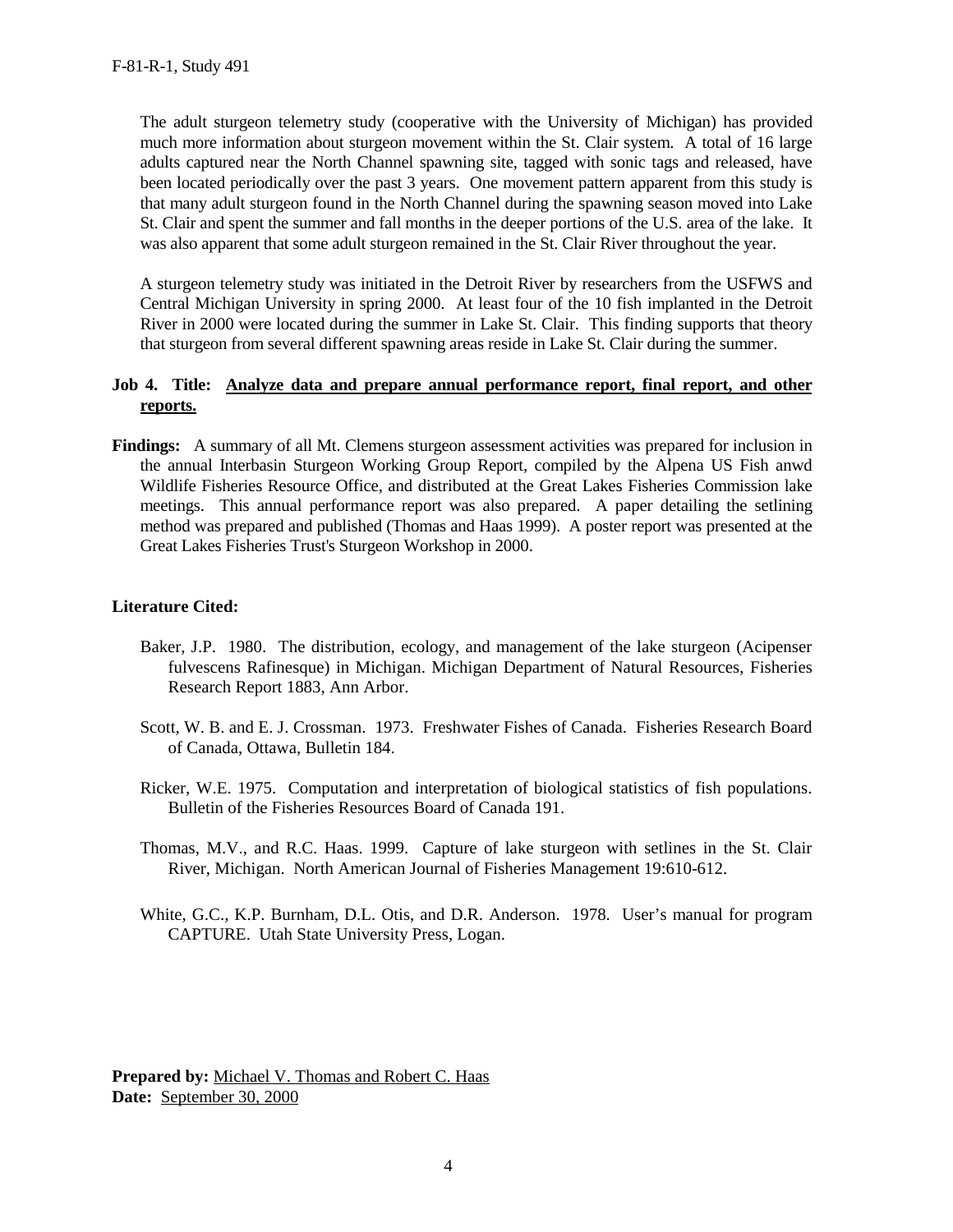The adult sturgeon telemetry study (cooperative with the University of Michigan) has provided much more information about sturgeon movement within the St. Clair system. A total of 16 large adults captured near the North Channel spawning site, tagged with sonic tags and released, have been located periodically over the past 3 years. One movement pattern apparent from this study is that many adult sturgeon found in the North Channel during the spawning season moved into Lake St. Clair and spent the summer and fall months in the deeper portions of the U.S. area of the lake. It was also apparent that some adult sturgeon remained in the St. Clair River throughout the year.

A sturgeon telemetry study was initiated in the Detroit River by researchers from the USFWS and Central Michigan University in spring 2000. At least four of the 10 fish implanted in the Detroit River in 2000 were located during the summer in Lake St. Clair. This finding supports that theory that sturgeon from several different spawning areas reside in Lake St. Clair during the summer.

**Job 4. Title: Analyze data and prepare annual performance report, final report, and other reports.**

**Findings:** A summary of all Mt. Clemens sturgeon assessment activities was prepared for inclusion in the annual Interbasin Sturgeon Working Group Report, compiled by the Alpena US Fish anwd Wildlife Fisheries Resource Office, and distributed at the Great Lakes Fisheries Commission lake meetings. This annual performance report was also prepared. A paper detailing the setlining method was prepared and published (Thomas and Haas 1999). A poster report was presented at the Great Lakes Fisheries Trust's Sturgeon Workshop in 2000.

**Literature Cited:**

Baker, J.P. 1980. The distribution, ecology, and management of the lake sturgeon (Acipenser fulvescens Rafinesque) in Michigan. Michigan Department of Natural Resources, Fisheries Research Report 1883, Ann Arbor.

Scott, W. B. and E. J. Crossman. 1973. Freshwater Fishes of Canada. Fisheries Research Board of Canada, Ottawa, Bulletin 184.

Ricker, W.E. 1975. Computation and interpretation of biological statistics of fish populations. Bulletin of the Fisheries Resources Board of Canada 191.

Thomas, M.V., and R.C. Haas. 1999. Capture of lake sturgeon with setlines in the St. Clair River, Michigan. North American Journal of Fisheries Management 19:610-612.

White, G.C., K.P. Burnham, D.L. Otis, and D.R. Anderson. 1978. User's manual for program CAPTURE. Utah State University Press, Logan.

**Prepared by:** Michael V. Thomas and Robert C. Haas
**Date:** September 30, 2000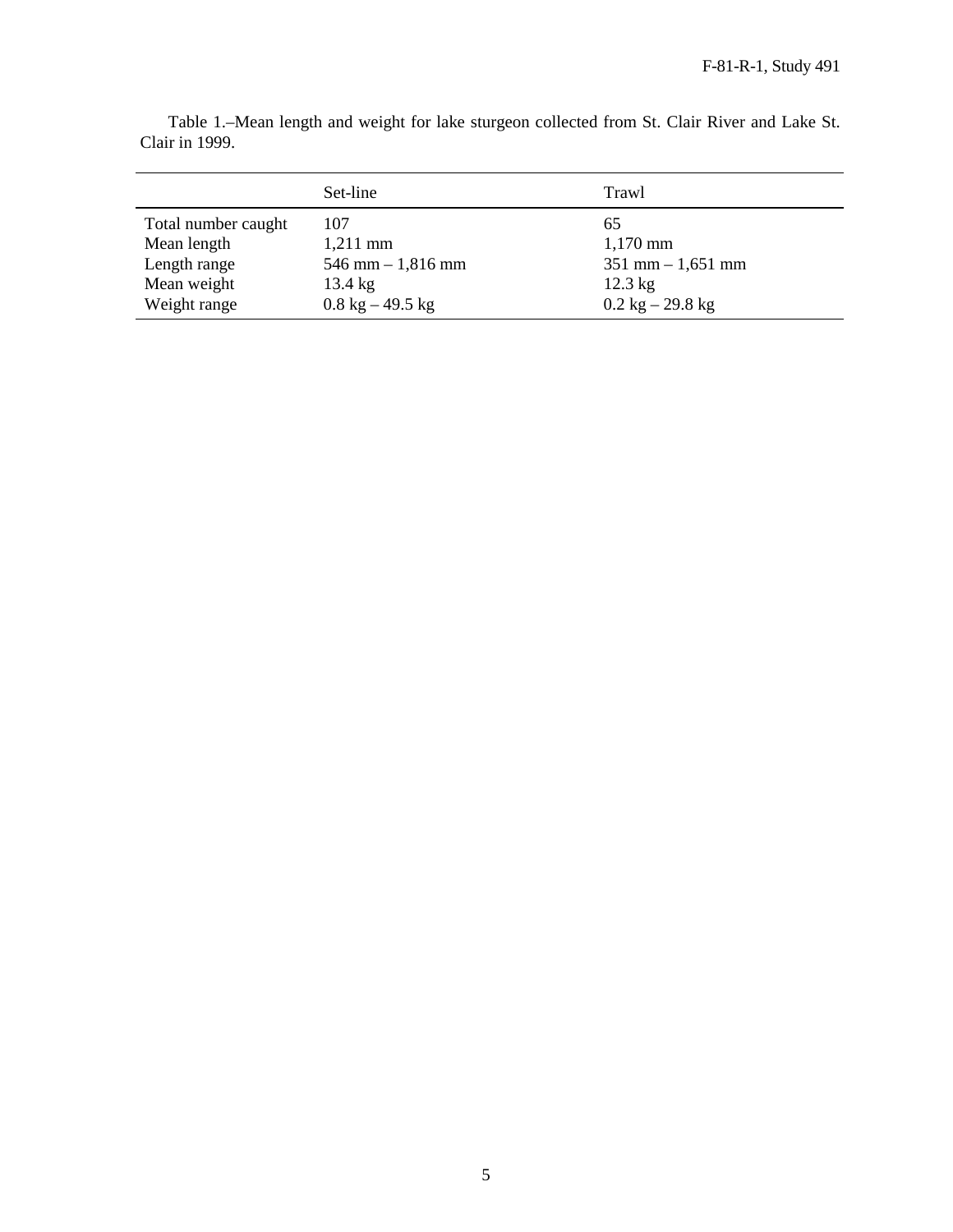Table 1.–Mean length and weight for lake sturgeon collected from St. Clair River and Lake St. Clair in 1999.

| | Set-line | Trawl |
|---|---|---|
| Total number caught | 107 | 65 |
| Mean length | 1,211 mm | 1,170 mm |
| Length range | 546 mm – 1,816 mm | 351 mm – 1,651 mm |
| Mean weight | 13.4 kg | 12.3 kg |
| Weight range | 0.8 kg – 49.5 kg | 0.2 kg – 29.8 kg |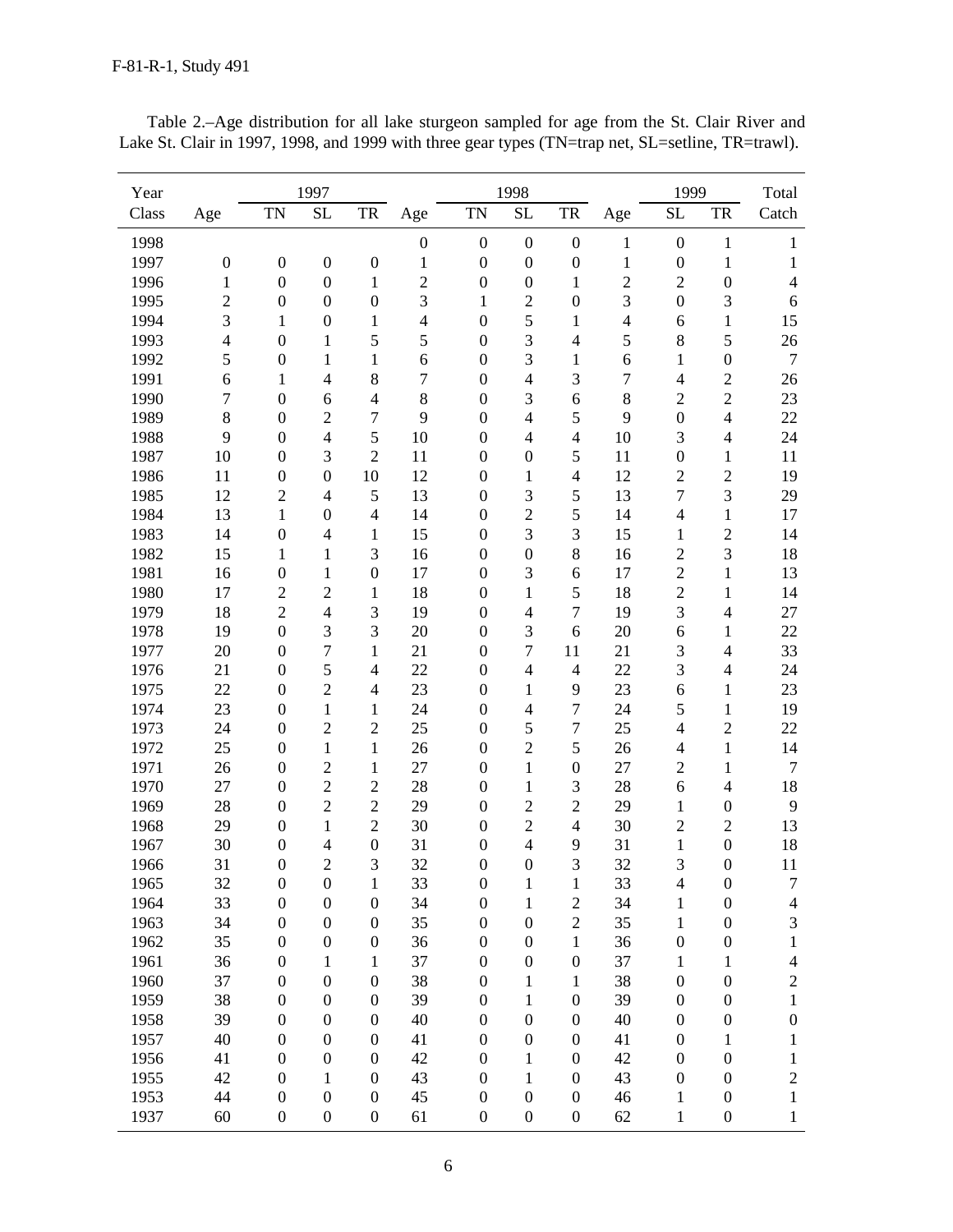Table 2.–Age distribution for all lake sturgeon sampled for age from the St. Clair River and Lake St. Clair in 1997, 1998, and 1999 with three gear types (TN=trap net, SL=setline, TR=trawl).

| Year | | 1997 | | | | 1998 | | | | 1999 | | Total |
|---|---|---|---|---|---|---|---|---|---|---|---|---|
| Class | Age | TN | SL | TR | Age | TN | SL | TR | Age | SL | TR | Catch |
| 1998 | | | | | 0 | 0 | 0 | 0 | 1 | 0 | 1 | 1 |
| 1997 | 0 | 0 | 0 | 0 | 1 | 0 | 0 | 0 | 1 | 0 | 1 | 1 |
| 1996 | 1 | 0 | 0 | 1 | 2 | 0 | 0 | 1 | 2 | 2 | 0 | 4 |
| 1995 | 2 | 0 | 0 | 0 | 3 | 1 | 2 | 0 | 3 | 0 | 3 | 6 |
| 1994 | 3 | 1 | 0 | 1 | 4 | 0 | 5 | 1 | 4 | 6 | 1 | 15 |
| 1993 | 4 | 0 | 1 | 5 | 5 | 0 | 3 | 4 | 5 | 8 | 5 | 26 |
| 1992 | 5 | 0 | 1 | 1 | 6 | 0 | 3 | 1 | 6 | 1 | 0 | 7 |
| 1991 | 6 | 1 | 4 | 8 | 7 | 0 | 4 | 3 | 7 | 4 | 2 | 26 |
| 1990 | 7 | 0 | 6 | 4 | 8 | 0 | 3 | 6 | 8 | 2 | 2 | 23 |
| 1989 | 8 | 0 | 2 | 7 | 9 | 0 | 4 | 5 | 9 | 0 | 4 | 22 |
| 1988 | 9 | 0 | 4 | 5 | 10 | 0 | 4 | 4 | 10 | 3 | 4 | 24 |
| 1987 | 10 | 0 | 3 | 2 | 11 | 0 | 0 | 5 | 11 | 0 | 1 | 11 |
| 1986 | 11 | 0 | 0 | 10 | 12 | 0 | 1 | 4 | 12 | 2 | 2 | 19 |
| 1985 | 12 | 2 | 4 | 5 | 13 | 0 | 3 | 5 | 13 | 7 | 3 | 29 |
| 1984 | 13 | 1 | 0 | 4 | 14 | 0 | 2 | 5 | 14 | 4 | 1 | 17 |
| 1983 | 14 | 0 | 4 | 1 | 15 | 0 | 3 | 3 | 15 | 1 | 2 | 14 |
| 1982 | 15 | 1 | 1 | 3 | 16 | 0 | 0 | 8 | 16 | 2 | 3 | 18 |
| 1981 | 16 | 0 | 1 | 0 | 17 | 0 | 3 | 6 | 17 | 2 | 1 | 13 |
| 1980 | 17 | 2 | 2 | 1 | 18 | 0 | 1 | 5 | 18 | 2 | 1 | 14 |
| 1979 | 18 | 2 | 4 | 3 | 19 | 0 | 4 | 7 | 19 | 3 | 4 | 27 |
| 1978 | 19 | 0 | 3 | 3 | 20 | 0 | 3 | 6 | 20 | 6 | 1 | 22 |
| 1977 | 20 | 0 | 7 | 1 | 21 | 0 | 7 | 11 | 21 | 3 | 4 | 33 |
| 1976 | 21 | 0 | 5 | 4 | 22 | 0 | 4 | 4 | 22 | 3 | 4 | 24 |
| 1975 | 22 | 0 | 2 | 4 | 23 | 0 | 1 | 9 | 23 | 6 | 1 | 23 |
| 1974 | 23 | 0 | 1 | 1 | 24 | 0 | 4 | 7 | 24 | 5 | 1 | 19 |
| 1973 | 24 | 0 | 2 | 2 | 25 | 0 | 5 | 7 | 25 | 4 | 2 | 22 |
| 1972 | 25 | 0 | 1 | 1 | 26 | 0 | 2 | 5 | 26 | 4 | 1 | 14 |
| 1971 | 26 | 0 | 2 | 1 | 27 | 0 | 1 | 0 | 27 | 2 | 1 | 7 |
| 1970 | 27 | 0 | 2 | 2 | 28 | 0 | 1 | 3 | 28 | 6 | 4 | 18 |
| 1969 | 28 | 0 | 2 | 2 | 29 | 0 | 2 | 2 | 29 | 1 | 0 | 9 |
| 1968 | 29 | 0 | 1 | 2 | 30 | 0 | 2 | 4 | 30 | 2 | 2 | 13 |
| 1967 | 30 | 0 | 4 | 0 | 31 | 0 | 4 | 9 | 31 | 1 | 0 | 18 |
| 1966 | 31 | 0 | 2 | 3 | 32 | 0 | 0 | 3 | 32 | 3 | 0 | 11 |
| 1965 | 32 | 0 | 0 | 1 | 33 | 0 | 1 | 1 | 33 | 4 | 0 | 7 |
| 1964 | 33 | 0 | 0 | 0 | 34 | 0 | 1 | 2 | 34 | 1 | 0 | 4 |
| 1963 | 34 | 0 | 0 | 0 | 35 | 0 | 0 | 2 | 35 | 1 | 0 | 3 |
| 1962 | 35 | 0 | 0 | 0 | 36 | 0 | 0 | 1 | 36 | 0 | 0 | 1 |
| 1961 | 36 | 0 | 1 | 1 | 37 | 0 | 0 | 0 | 37 | 1 | 1 | 4 |
| 1960 | 37 | 0 | 0 | 0 | 38 | 0 | 1 | 1 | 38 | 0 | 0 | 2 |
| 1959 | 38 | 0 | 0 | 0 | 39 | 0 | 1 | 0 | 39 | 0 | 0 | 1 |
| 1958 | 39 | 0 | 0 | 0 | 40 | 0 | 0 | 0 | 40 | 0 | 0 | 0 |
| 1957 | 40 | 0 | 0 | 0 | 41 | 0 | 0 | 0 | 41 | 0 | 1 | 1 |
| 1956 | 41 | 0 | 0 | 0 | 42 | 0 | 1 | 0 | 42 | 0 | 0 | 1 |
| 1955 | 42 | 0 | 1 | 0 | 43 | 0 | 1 | 0 | 43 | 0 | 0 | 2 |
| 1953 | 44 | 0 | 0 | 0 | 45 | 0 | 0 | 0 | 46 | 1 | 0 | 1 |
| 1937 | 60 | 0 | 0 | 0 | 61 | 0 | 0 | 0 | 62 | 1 | 0 | 1 |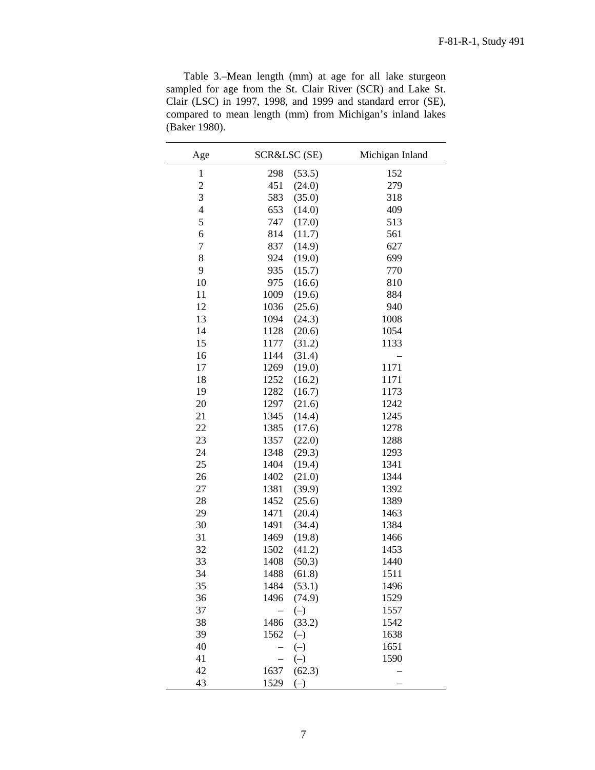Table 3.–Mean length (mm) at age for all lake sturgeon sampled for age from the St. Clair River (SCR) and Lake St. Clair (LSC) in 1997, 1998, and 1999 and standard error (SE), compared to mean length (mm) from Michigan's inland lakes (Baker 1980).

| Age | SCR&LSC (SE) | Michigan Inland |
|---|---|---|
| 1 | 298 (53.5) | 152 |
| 2 | 451 (24.0) | 279 |
| 3 | 583 (35.0) | 318 |
| 4 | 653 (14.0) | 409 |
| 5 | 747 (17.0) | 513 |
| 6 | 814 (11.7) | 561 |
| 7 | 837 (14.9) | 627 |
| 8 | 924 (19.0) | 699 |
| 9 | 935 (15.7) | 770 |
| 10 | 975 (16.6) | 810 |
| 11 | 1009 (19.6) | 884 |
| 12 | 1036 (25.6) | 940 |
| 13 | 1094 (24.3) | 1008 |
| 14 | 1128 (20.6) | 1054 |
| 15 | 1177 (31.2) | 1133 |
| 16 | 1144 (31.4) | – |
| 17 | 1269 (19.0) | 1171 |
| 18 | 1252 (16.2) | 1171 |
| 19 | 1282 (16.7) | 1173 |
| 20 | 1297 (21.6) | 1242 |
| 21 | 1345 (14.4) | 1245 |
| 22 | 1385 (17.6) | 1278 |
| 23 | 1357 (22.0) | 1288 |
| 24 | 1348 (29.3) | 1293 |
| 25 | 1404 (19.4) | 1341 |
| 26 | 1402 (21.0) | 1344 |
| 27 | 1381 (39.9) | 1392 |
| 28 | 1452 (25.6) | 1389 |
| 29 | 1471 (20.4) | 1463 |
| 30 | 1491 (34.4) | 1384 |
| 31 | 1469 (19.8) | 1466 |
| 32 | 1502 (41.2) | 1453 |
| 33 | 1408 (50.3) | 1440 |
| 34 | 1488 (61.8) | 1511 |
| 35 | 1484 (53.1) | 1496 |
| 36 | 1496 (74.9) | 1529 |
| 37 | – (–) | 1557 |
| 38 | 1486 (33.2) | 1542 |
| 39 | 1562 (–) | 1638 |
| 40 | – (–) | 1651 |
| 41 | – (–) | 1590 |
| 42 | 1637 (62.3) | – |
| 43 | 1529 (–) | – |